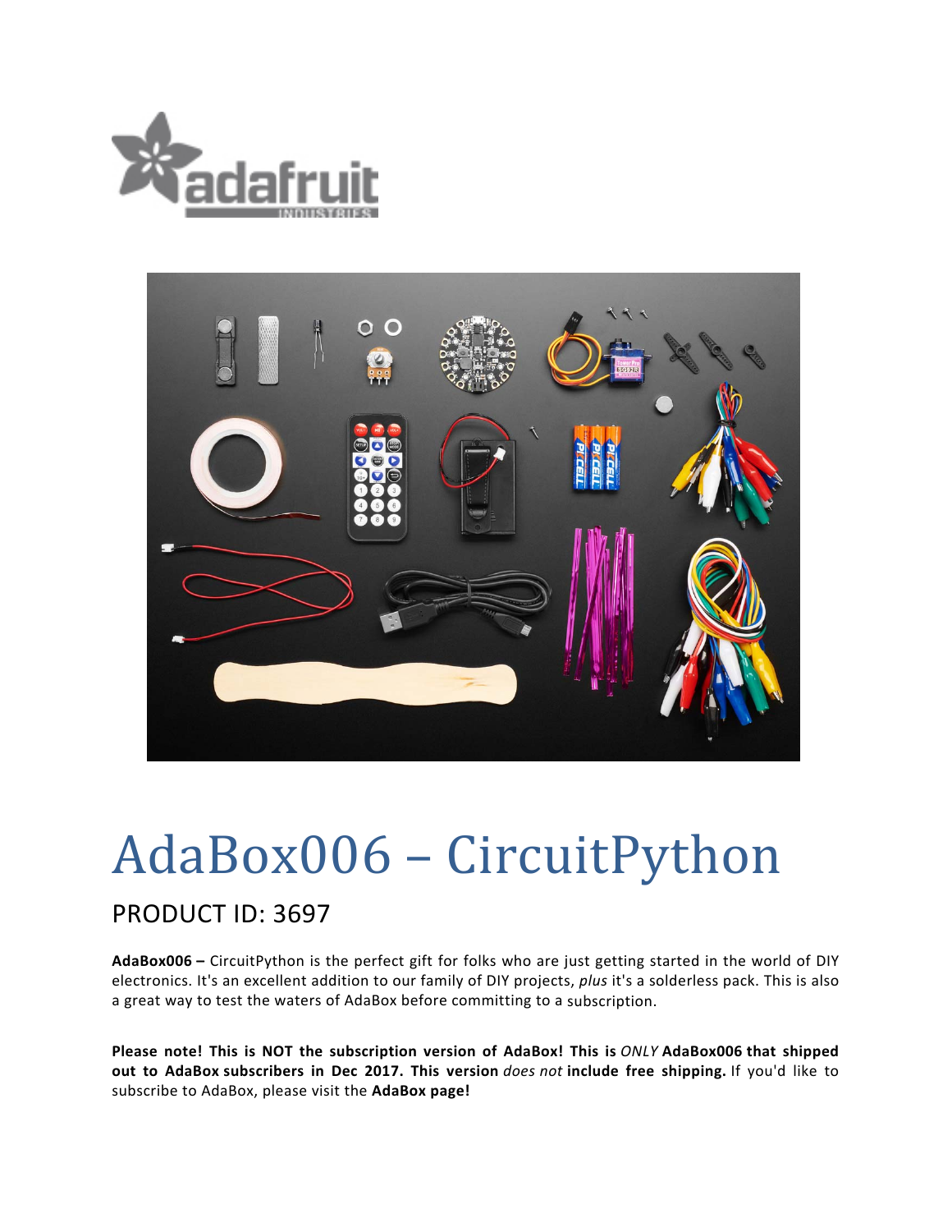# AdaBox006 – CircuitPython

## PRODUCT ID: 3697

**AdaBox006 –** CircuitPython is the perfect gift for folks who are just getting started in the world of DIY electronics. It's an excellent addition to our family of DIY projects, *plus* it's a solderless pack. This is also a great way to test the waters of AdaBox before committing to a subscription.

**Please note! This is NOT the subscription version of AdaBox! This is** *ONLY* **AdaBox006 that shipped out to AdaBox subscribers in Dec 2017. This version** *does not* **include free shipping.** If you'd like to subscribe to AdaBox, please visit the **AdaBox page!**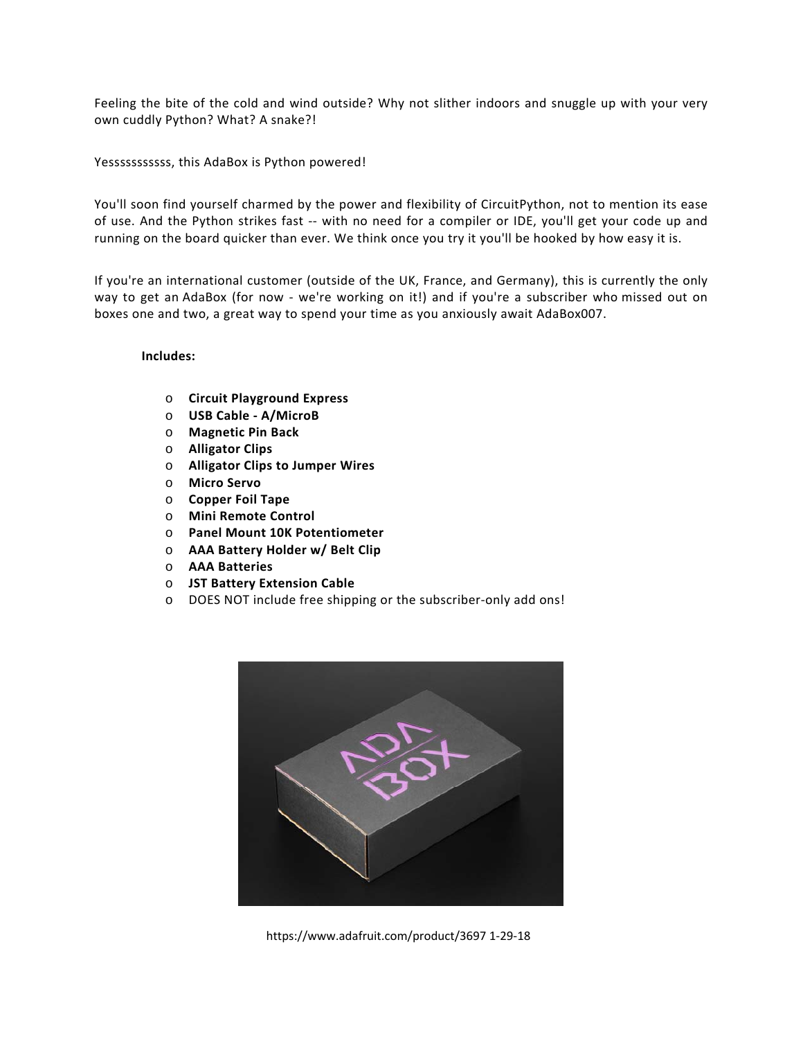Feeling the bite of the cold and wind outside? Why not slither indoors and snuggle up with your very own cuddly Python? What? A snake?!

Yesssssssssss, this AdaBox is Python powered!

You'll soon find yourself charmed by the power and flexibility of CircuitPython, not to mention its ease of use. And the Python strikes fast -- with no need for a compiler or IDE, you'll get your code up and running on the board quicker than ever. We think once you try it you'll be hooked by how easy it is.

If you're an international customer (outside of the UK, France, and Germany), this is currently the only way to get an AdaBox (for now - we're working on it!) and if you're a subscriber who missed out on boxes one and two, a great way to spend your time as you anxiously await AdaBox007.

**Includes:**

- **Circuit Playground Express**
- **USB Cable - A/MicroB**
- **Magnetic Pin Back**
- **Alligator Clips**
- **Alligator Clips to Jumper Wires**
- **Micro Servo**
- **Copper Foil Tape**
- **Mini Remote Control**
- **Panel Mount 10K Potentiometer**
- **AAA Battery Holder w/ Belt Clip**
- **AAA Batteries**
- **JST Battery Extension Cable**
- DOES NOT include free shipping or the subscriber-only add ons!

https://www.adafruit.com/product/3697 1-29-18